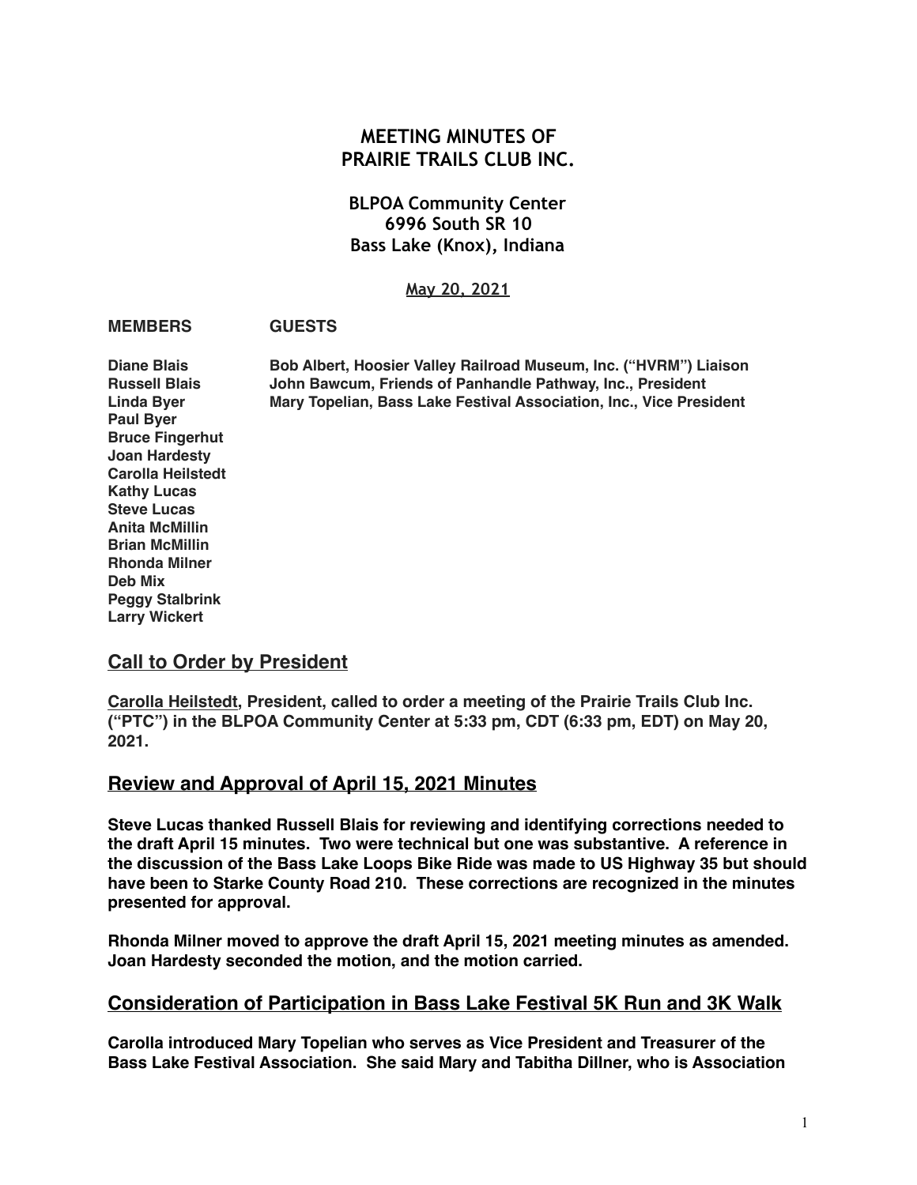# MEETING MINUTES OF PRAIRIE TRAILS CLUB INC.

## BLPOA Community Center
## 6996 South SR 10
## Bass Lake (Knox), Indiana

May 20, 2021

| MEMBERS | GUESTS |
|---|---|
| Diane Blais | Bob Albert, Hoosier Valley Railroad Museum, Inc. ("HVRM") Liaison |
| Russell Blais | John Bawcum, Friends of Panhandle Pathway, Inc., President |
| Linda Byer | Mary Topelian, Bass Lake Festival Association, Inc., Vice President |
| Paul Byer | |
| Bruce Fingerhut | |
| Joan Hardesty | |
| Carolla Heilstedt | |
| Kathy Lucas | |
| Steve Lucas | |
| Anita McMillin | |
| Brian McMillin | |
| Rhonda Milner | |
| Deb Mix | |
| Peggy Stalbrink | |
| Larry Wickert | |

## Call to Order by President

**Carolla Heilstedt, President, called to order a meeting of the Prairie Trails Club Inc. ("PTC") in the BLPOA Community Center at 5:33 pm, CDT (6:33 pm, EDT) on May 20, 2021.**

## Review and Approval of April 15, 2021 Minutes

**Steve Lucas thanked Russell Blais for reviewing and identifying corrections needed to the draft April 15 minutes. Two were technical but one was substantive. A reference in the discussion of the Bass Lake Loops Bike Ride was made to US Highway 35 but should have been to Starke County Road 210. These corrections are recognized in the minutes presented for approval.**

**Rhonda Milner moved to approve the draft April 15, 2021 meeting minutes as amended. Joan Hardesty seconded the motion, and the motion carried.**

## Consideration of Participation in Bass Lake Festival 5K Run and 3K Walk

**Carolla introduced Mary Topelian who serves as Vice President and Treasurer of the Bass Lake Festival Association. She said Mary and Tabitha Dillner, who is Association**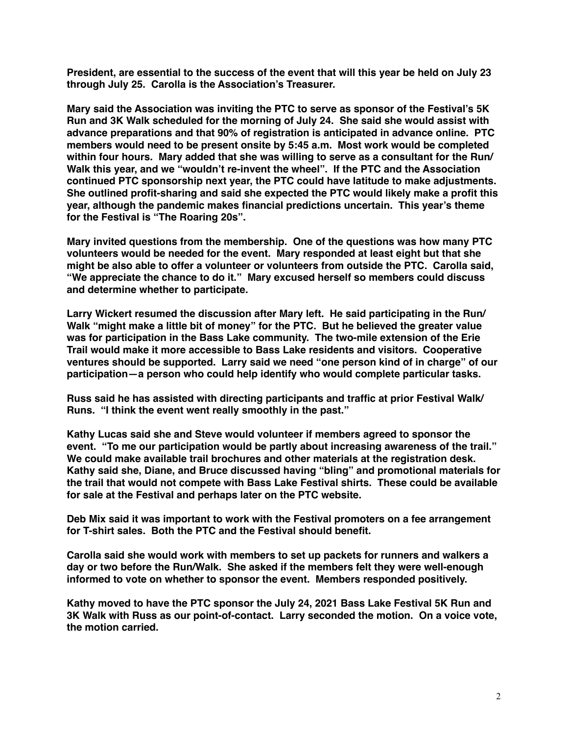**President, are essential to the success of the event that will this year be held on July 23 through July 25. Carolla is the Association's Treasurer.**

**Mary said the Association was inviting the PTC to serve as sponsor of the Festival's 5K Run and 3K Walk scheduled for the morning of July 24. She said she would assist with advance preparations and that 90% of registration is anticipated in advance online. PTC members would need to be present onsite by 5:45 a.m. Most work would be completed within four hours. Mary added that she was willing to serve as a consultant for the Run/Walk this year, and we "wouldn't re-invent the wheel". If the PTC and the Association continued PTC sponsorship next year, the PTC could have latitude to make adjustments. She outlined profit-sharing and said she expected the PTC would likely make a profit this year, although the pandemic makes financial predictions uncertain. This year's theme for the Festival is "The Roaring 20s".**

**Mary invited questions from the membership. One of the questions was how many PTC volunteers would be needed for the event. Mary responded at least eight but that she might be also able to offer a volunteer or volunteers from outside the PTC. Carolla said, "We appreciate the chance to do it." Mary excused herself so members could discuss and determine whether to participate.**

**Larry Wickert resumed the discussion after Mary left. He said participating in the Run/Walk "might make a little bit of money" for the PTC. But he believed the greater value was for participation in the Bass Lake community. The two-mile extension of the Erie Trail would make it more accessible to Bass Lake residents and visitors. Cooperative ventures should be supported. Larry said we need "one person kind of in charge" of our participation—a person who could help identify who would complete particular tasks.**

**Russ said he has assisted with directing participants and traffic at prior Festival Walk/Runs. "I think the event went really smoothly in the past."**

**Kathy Lucas said she and Steve would volunteer if members agreed to sponsor the event. "To me our participation would be partly about increasing awareness of the trail." We could make available trail brochures and other materials at the registration desk. Kathy said she, Diane, and Bruce discussed having "bling" and promotional materials for the trail that would not compete with Bass Lake Festival shirts. These could be available for sale at the Festival and perhaps later on the PTC website.**

**Deb Mix said it was important to work with the Festival promoters on a fee arrangement for T-shirt sales. Both the PTC and the Festival should benefit.**

**Carolla said she would work with members to set up packets for runners and walkers a day or two before the Run/Walk. She asked if the members felt they were well-enough informed to vote on whether to sponsor the event. Members responded positively.**

**Kathy moved to have the PTC sponsor the July 24, 2021 Bass Lake Festival 5K Run and 3K Walk with Russ as our point-of-contact. Larry seconded the motion. On a voice vote, the motion carried.**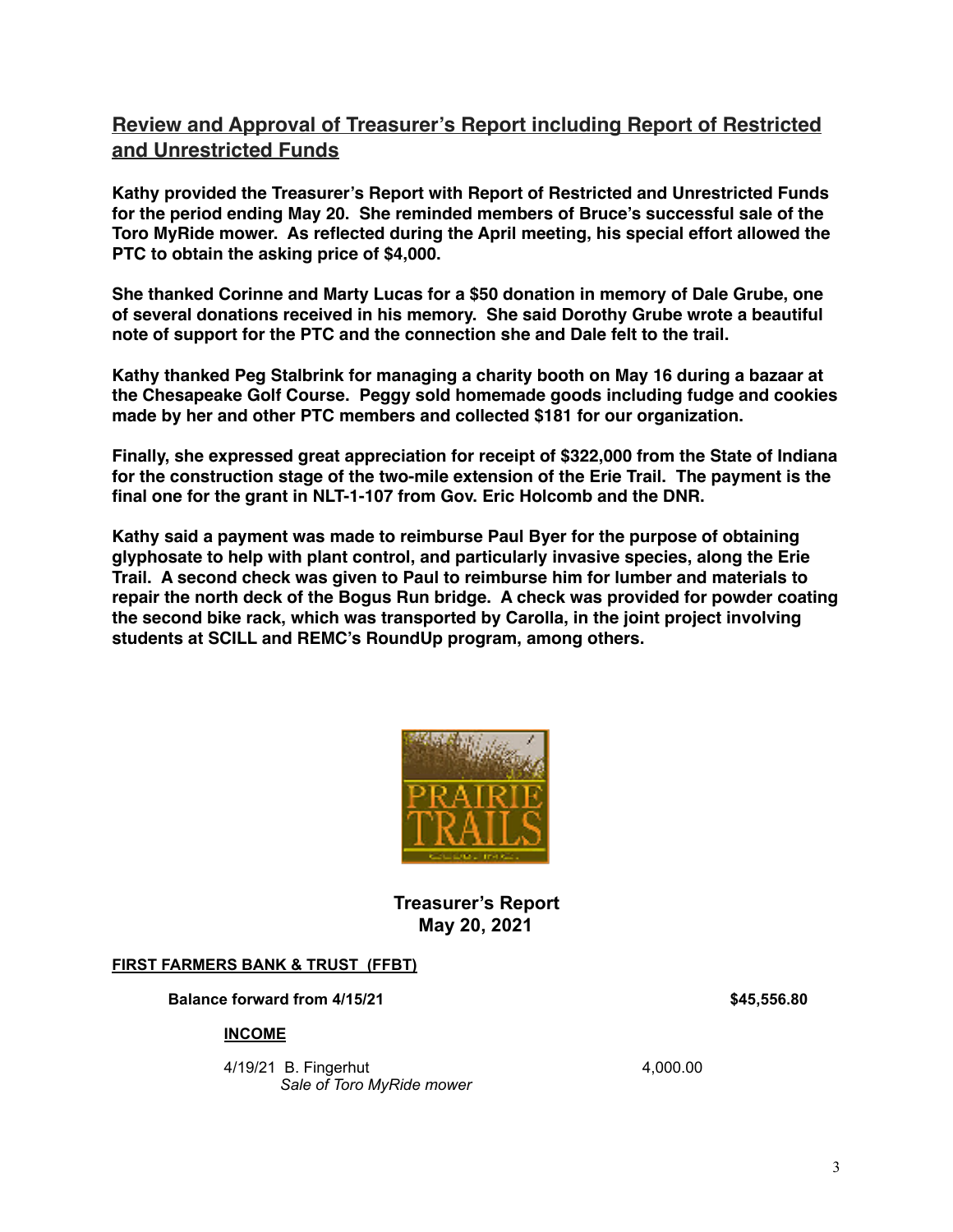## Review and Approval of Treasurer's Report including Report of Restricted and Unrestricted Funds

**Kathy provided the Treasurer's Report with Report of Restricted and Unrestricted Funds for the period ending May 20. She reminded members of Bruce's successful sale of the Toro MyRide mower. As reflected during the April meeting, his special effort allowed the PTC to obtain the asking price of $4,000.**

**She thanked Corinne and Marty Lucas for a $50 donation in memory of Dale Grube, one of several donations received in his memory. She said Dorothy Grube wrote a beautiful note of support for the PTC and the connection she and Dale felt to the trail.**

**Kathy thanked Peg Stalbrink for managing a charity booth on May 16 during a bazaar at the Chesapeake Golf Course. Peggy sold homemade goods including fudge and cookies made by her and other PTC members and collected $181 for our organization.**

**Finally, she expressed great appreciation for receipt of $322,000 from the State of Indiana for the construction stage of the two-mile extension of the Erie Trail. The payment is the final one for the grant in NLT-1-107 from Gov. Eric Holcomb and the DNR.**

**Kathy said a payment was made to reimburse Paul Byer for the purpose of obtaining glyphosate to help with plant control, and particularly invasive species, along the Erie Trail. A second check was given to Paul to reimburse him for lumber and materials to repair the north deck of the Bogus Run bridge. A check was provided for powder coating the second bike rack, which was transported by Carolla, in the joint project involving students at SCILL and REMC's RoundUp program, among others.**

**Treasurer's Report**
**May 20, 2021**

**FIRST FARMERS BANK & TRUST (FFBT)**

**Balance forward from 4/15/21** **$45,556.80**

**INCOME**

4/19/21 B. Fingerhut 4,000.00
*Sale of Toro MyRide mower*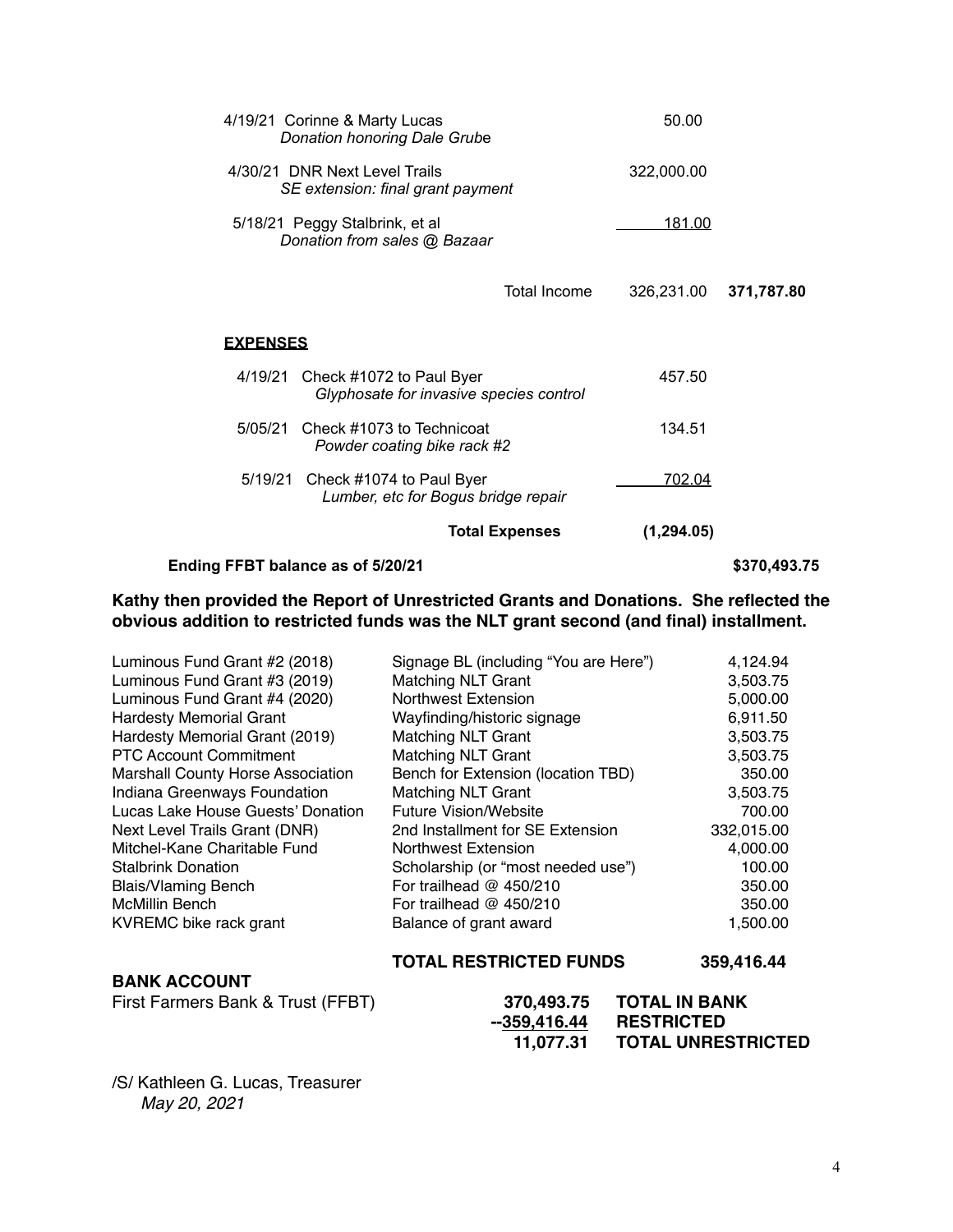| Date | Description | Amount | Total |
|---|---|---|---|
| 4/19/21 | Corinne & Marty Lucas<br>*Donation honoring Dale Grube* | 50.00 | |
| 4/30/21 | DNR Next Level Trails<br>*SE extension: final grant payment* | 322,000.00 | |
| 5/18/21 | Peggy Stalbrink, et al<br>*Donation from sales @ Bazaar* | 181.00 | |
| | Total Income | 326,231.00 | **371,787.80** |

**EXPENSES**

| Date | Description | Amount | Total |
|---|---|---|---|
| 4/19/21 | Check #1072 to Paul Byer<br>*Glyphosate for invasive species control* | 457.50 | |
| 5/05/21 | Check #1073 to Technicoat<br>*Powder coating bike rack #2* | 134.51 | |
| 5/19/21 | Check #1074 to Paul Byer<br>*Lumber, etc for Bogus bridge repair* | 702.04 | |
| | **Total Expenses** | **(1,294.05)** | |
| **Ending FFBT balance as of 5/20/21** | | | **$370,493.75** |

**Kathy then provided the Report of Unrestricted Grants and Donations. She reflected the obvious addition to restricted funds was the NLT grant second (and final) installment.**

| Source | Purpose | Amount |
|---|---|---|
| Luminous Fund Grant #2 (2018) | Signage BL (including "You are Here") | 4,124.94 |
| Luminous Fund Grant #3 (2019) | Matching NLT Grant | 3,503.75 |
| Luminous Fund Grant #4 (2020) | Northwest Extension | 5,000.00 |
| Hardesty Memorial Grant | Wayfinding/historic signage | 6,911.50 |
| Hardesty Memorial Grant (2019) | Matching NLT Grant | 3,503.75 |
| PTC Account Commitment | Matching NLT Grant | 3,503.75 |
| Marshall County Horse Association | Bench for Extension (location TBD) | 350.00 |
| Indiana Greenways Foundation | Matching NLT Grant | 3,503.75 |
| Lucas Lake House Guests' Donation | Future Vision/Website | 700.00 |
| Next Level Trails Grant (DNR) | 2nd Installment for SE Extension | 332,015.00 |
| Mitchel-Kane Charitable Fund | Northwest Extension | 4,000.00 |
| Stalbrink Donation | Scholarship (or "most needed use") | 100.00 |
| Blais/Vlaming Bench | For trailhead @ 450/210 | 350.00 |
| McMillin Bench | For trailhead @ 450/210 | 350.00 |
| KVREMC bike rack grant | Balance of grant award | 1,500.00 |
| | **TOTAL RESTRICTED FUNDS** | **359,416.44** |

**BANK ACCOUNT**

| | Amount | |
|---|---|---|
| First Farmers Bank & Trust (FFBT) | **370,493.75** | **TOTAL IN BANK** |
| | **--359,416.44** | **RESTRICTED** |
| | **11,077.31** | **TOTAL UNRESTRICTED** |

/S/ Kathleen G. Lucas, Treasurer
*May 20, 2021*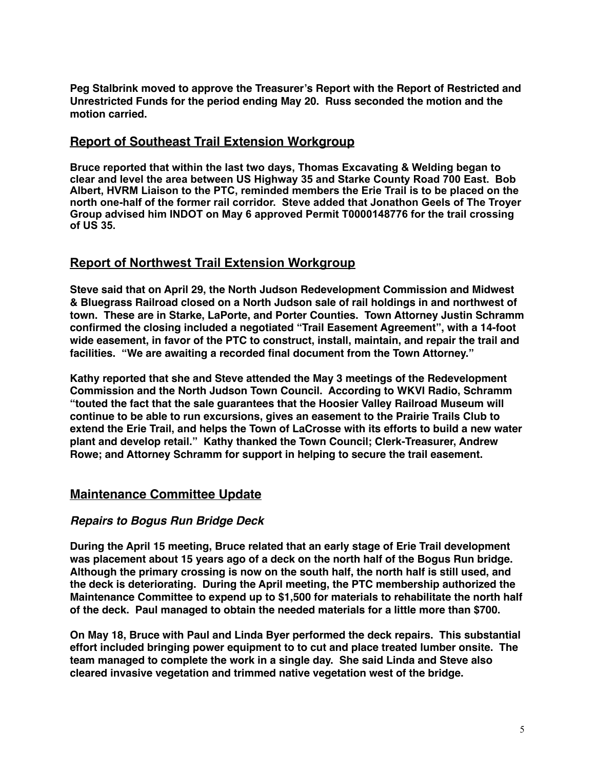**Peg Stalbrink moved to approve the Treasurer's Report with the Report of Restricted and Unrestricted Funds for the period ending May 20. Russ seconded the motion and the motion carried.**

## Report of Southeast Trail Extension Workgroup

**Bruce reported that within the last two days, Thomas Excavating & Welding began to clear and level the area between US Highway 35 and Starke County Road 700 East. Bob Albert, HVRM Liaison to the PTC, reminded members the Erie Trail is to be placed on the north one-half of the former rail corridor. Steve added that Jonathon Geels of The Troyer Group advised him INDOT on May 6 approved Permit T0000148776 for the trail crossing of US 35.**

## Report of Northwest Trail Extension Workgroup

**Steve said that on April 29, the North Judson Redevelopment Commission and Midwest & Bluegrass Railroad closed on a North Judson sale of rail holdings in and northwest of town. These are in Starke, LaPorte, and Porter Counties. Town Attorney Justin Schramm confirmed the closing included a negotiated "Trail Easement Agreement", with a 14-foot wide easement, in favor of the PTC to construct, install, maintain, and repair the trail and facilities. "We are awaiting a recorded final document from the Town Attorney."**

**Kathy reported that she and Steve attended the May 3 meetings of the Redevelopment Commission and the North Judson Town Council. According to WKVI Radio, Schramm "touted the fact that the sale guarantees that the Hoosier Valley Railroad Museum will continue to be able to run excursions, gives an easement to the Prairie Trails Club to extend the Erie Trail, and helps the Town of LaCrosse with its efforts to build a new water plant and develop retail." Kathy thanked the Town Council; Clerk-Treasurer, Andrew Rowe; and Attorney Schramm for support in helping to secure the trail easement.**

## Maintenance Committee Update

### *Repairs to Bogus Run Bridge Deck*

**During the April 15 meeting, Bruce related that an early stage of Erie Trail development was placement about 15 years ago of a deck on the north half of the Bogus Run bridge. Although the primary crossing is now on the south half, the north half is still used, and the deck is deteriorating. During the April meeting, the PTC membership authorized the Maintenance Committee to expend up to $1,500 for materials to rehabilitate the north half of the deck. Paul managed to obtain the needed materials for a little more than $700.**

**On May 18, Bruce with Paul and Linda Byer performed the deck repairs. This substantial effort included bringing power equipment to to cut and place treated lumber onsite. The team managed to complete the work in a single day. She said Linda and Steve also cleared invasive vegetation and trimmed native vegetation west of the bridge.**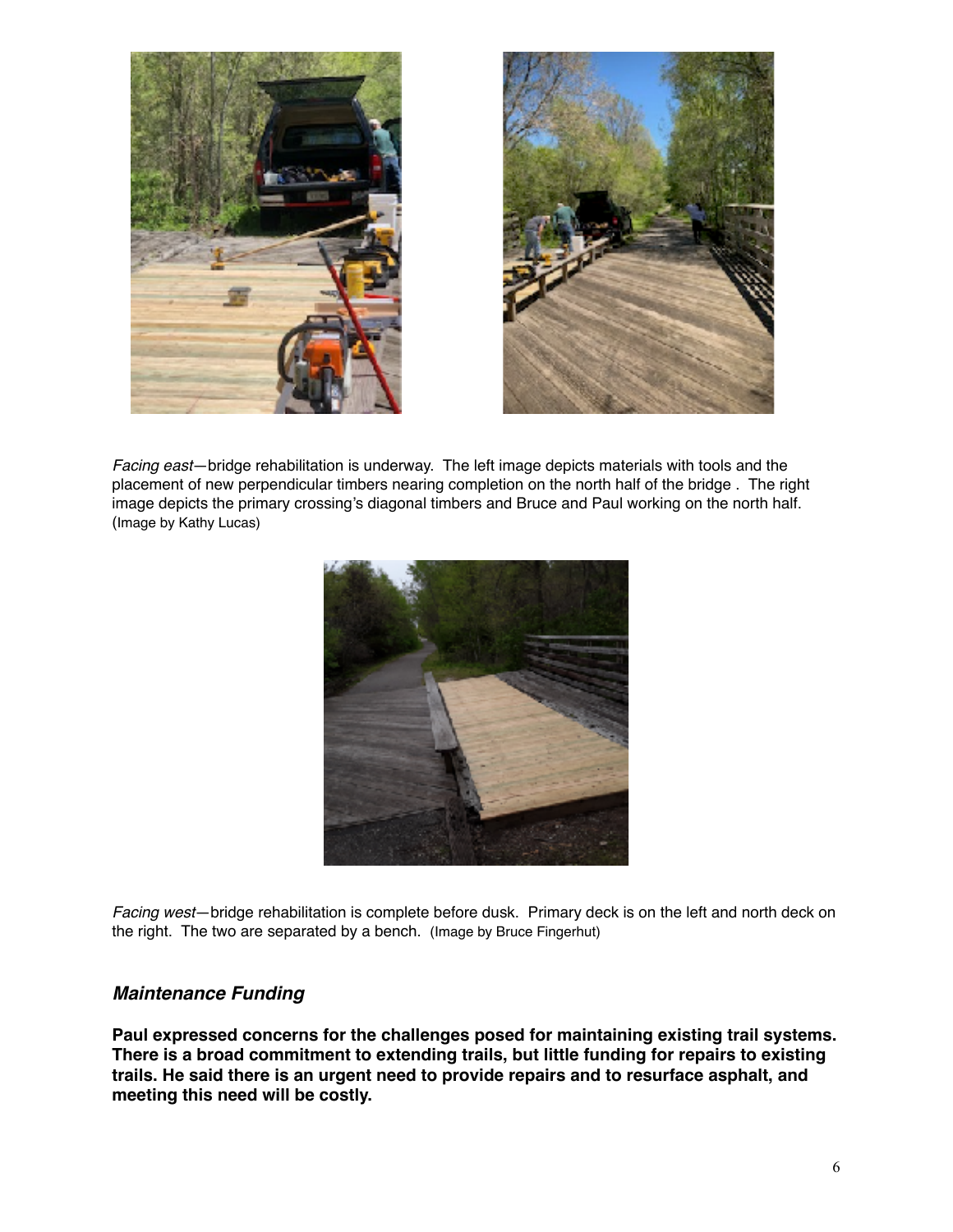*Facing east*—bridge rehabilitation is underway. The left image depicts materials with tools and the placement of new perpendicular timbers nearing completion on the north half of the bridge . The right image depicts the primary crossing's diagonal timbers and Bruce and Paul working on the north half. (Image by Kathy Lucas)

*Facing west*—bridge rehabilitation is complete before dusk. Primary deck is on the left and north deck on the right. The two are separated by a bench. (Image by Bruce Fingerhut)

### *Maintenance Funding*

**Paul expressed concerns for the challenges posed for maintaining existing trail systems. There is a broad commitment to extending trails, but little funding for repairs to existing trails. He said there is an urgent need to provide repairs and to resurface asphalt, and meeting this need will be costly.**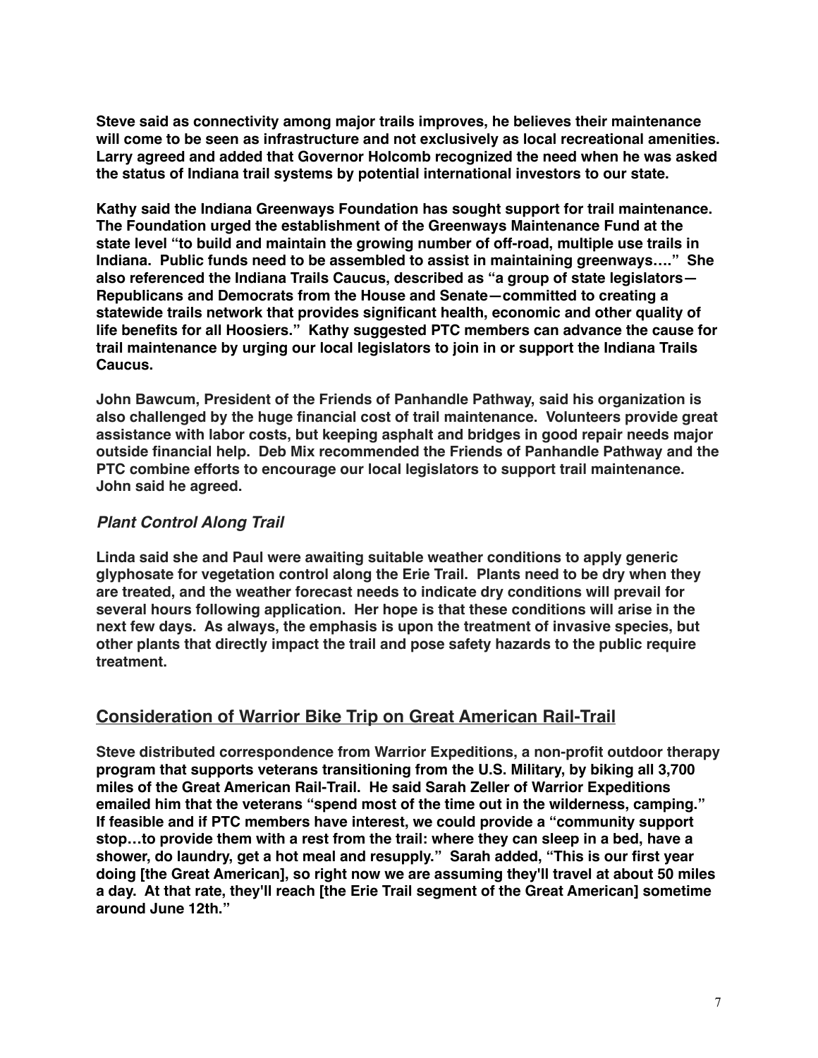**Steve said as connectivity among major trails improves, he believes their maintenance will come to be seen as infrastructure and not exclusively as local recreational amenities. Larry agreed and added that Governor Holcomb recognized the need when he was asked the status of Indiana trail systems by potential international investors to our state.**

**Kathy said the Indiana Greenways Foundation has sought support for trail maintenance. The Foundation urged the establishment of the Greenways Maintenance Fund at the state level "to build and maintain the growing number of off-road, multiple use trails in Indiana. Public funds need to be assembled to assist in maintaining greenways…." She also referenced the Indiana Trails Caucus, described as "a group of state legislators—Republicans and Democrats from the House and Senate—committed to creating a statewide trails network that provides significant health, economic and other quality of life benefits for all Hoosiers." Kathy suggested PTC members can advance the cause for trail maintenance by urging our local legislators to join in or support the Indiana Trails Caucus.**

**John Bawcum, President of the Friends of Panhandle Pathway, said his organization is also challenged by the huge financial cost of trail maintenance. Volunteers provide great assistance with labor costs, but keeping asphalt and bridges in good repair needs major outside financial help. Deb Mix recommended the Friends of Panhandle Pathway and the PTC combine efforts to encourage our local legislators to support trail maintenance. John said he agreed.**

### ***Plant Control Along Trail***

**Linda said she and Paul were awaiting suitable weather conditions to apply generic glyphosate for vegetation control along the Erie Trail. Plants need to be dry when they are treated, and the weather forecast needs to indicate dry conditions will prevail for several hours following application. Her hope is that these conditions will arise in the next few days. As always, the emphasis is upon the treatment of invasive species, but other plants that directly impact the trail and pose safety hazards to the public require treatment.**

## Consideration of Warrior Bike Trip on Great American Rail-Trail

**Steve distributed correspondence from Warrior Expeditions, a non-profit outdoor therapy program that supports veterans transitioning from the U.S. Military, by biking all 3,700 miles of the Great American Rail-Trail. He said Sarah Zeller of Warrior Expeditions emailed him that the veterans "spend most of the time out in the wilderness, camping." If feasible and if PTC members have interest, we could provide a "community support stop…to provide them with a rest from the trail: where they can sleep in a bed, have a shower, do laundry, get a hot meal and resupply." Sarah added, "This is our first year doing [the Great American], so right now we are assuming they'll travel at about 50 miles a day. At that rate, they'll reach [the Erie Trail segment of the Great American] sometime around June 12th."**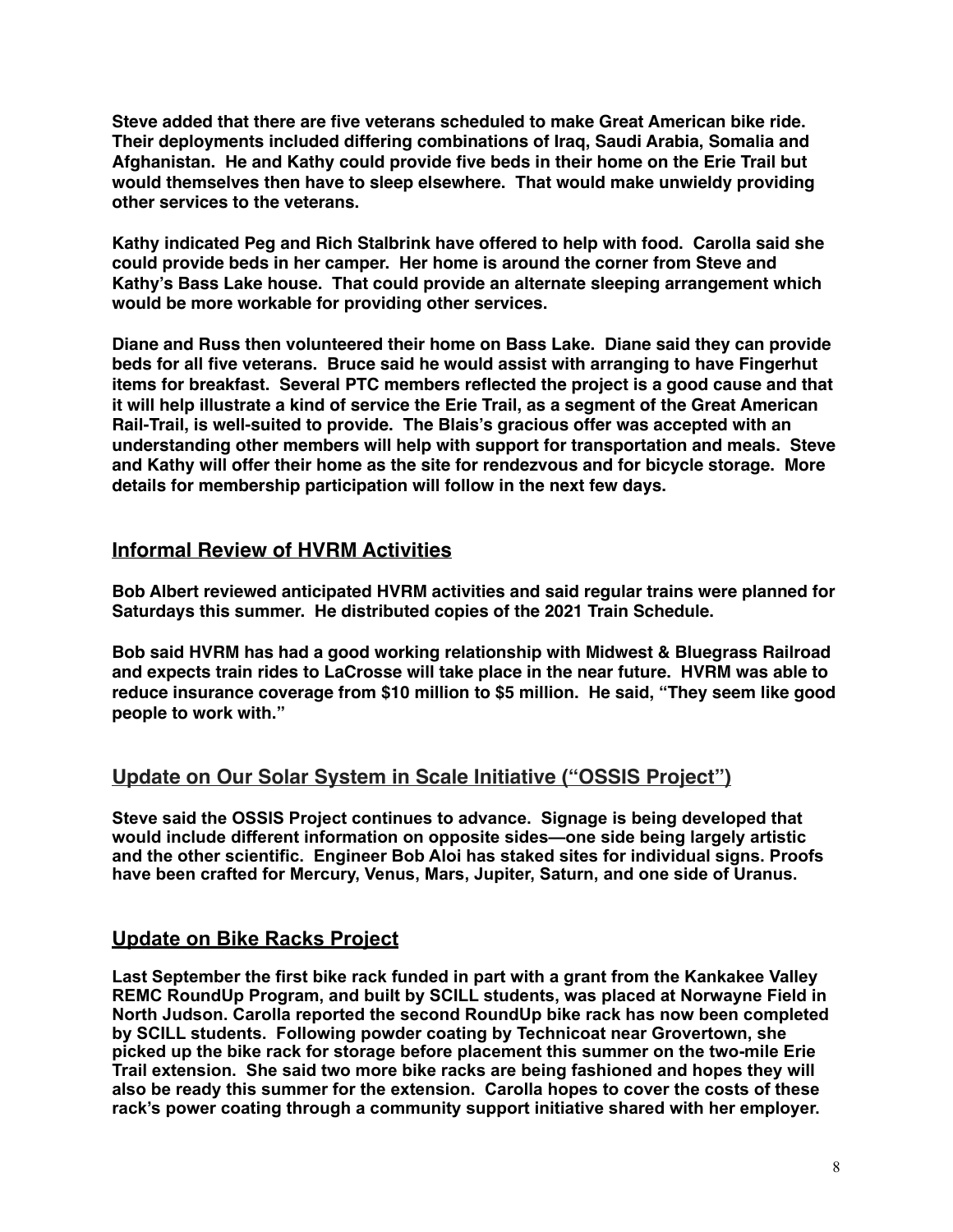**Steve added that there are five veterans scheduled to make Great American bike ride. Their deployments included differing combinations of Iraq, Saudi Arabia, Somalia and Afghanistan. He and Kathy could provide five beds in their home on the Erie Trail but would themselves then have to sleep elsewhere. That would make unwieldy providing other services to the veterans.**

**Kathy indicated Peg and Rich Stalbrink have offered to help with food. Carolla said she could provide beds in her camper. Her home is around the corner from Steve and Kathy's Bass Lake house. That could provide an alternate sleeping arrangement which would be more workable for providing other services.**

**Diane and Russ then volunteered their home on Bass Lake. Diane said they can provide beds for all five veterans. Bruce said he would assist with arranging to have Fingerhut items for breakfast. Several PTC members reflected the project is a good cause and that it will help illustrate a kind of service the Erie Trail, as a segment of the Great American Rail-Trail, is well-suited to provide. The Blais's gracious offer was accepted with an understanding other members will help with support for transportation and meals. Steve and Kathy will offer their home as the site for rendezvous and for bicycle storage. More details for membership participation will follow in the next few days.**

## Informal Review of HVRM Activities

**Bob Albert reviewed anticipated HVRM activities and said regular trains were planned for Saturdays this summer. He distributed copies of the 2021 Train Schedule.**

**Bob said HVRM has had a good working relationship with Midwest & Bluegrass Railroad and expects train rides to LaCrosse will take place in the near future. HVRM was able to reduce insurance coverage from $10 million to $5 million. He said, "They seem like good people to work with."**

## Update on Our Solar System in Scale Initiative ("OSSIS Project")

**Steve said the OSSIS Project continues to advance. Signage is being developed that would include different information on opposite sides—one side being largely artistic and the other scientific. Engineer Bob Aloi has staked sites for individual signs. Proofs have been crafted for Mercury, Venus, Mars, Jupiter, Saturn, and one side of Uranus.**

## Update on Bike Racks Project

**Last September the first bike rack funded in part with a grant from the Kankakee Valley REMC RoundUp Program, and built by SCILL students, was placed at Norwayne Field in North Judson. Carolla reported the second RoundUp bike rack has now been completed by SCILL students. Following powder coating by Technicoat near Grovertown, she picked up the bike rack for storage before placement this summer on the two-mile Erie Trail extension. She said two more bike racks are being fashioned and hopes they will also be ready this summer for the extension. Carolla hopes to cover the costs of these rack's power coating through a community support initiative shared with her employer.**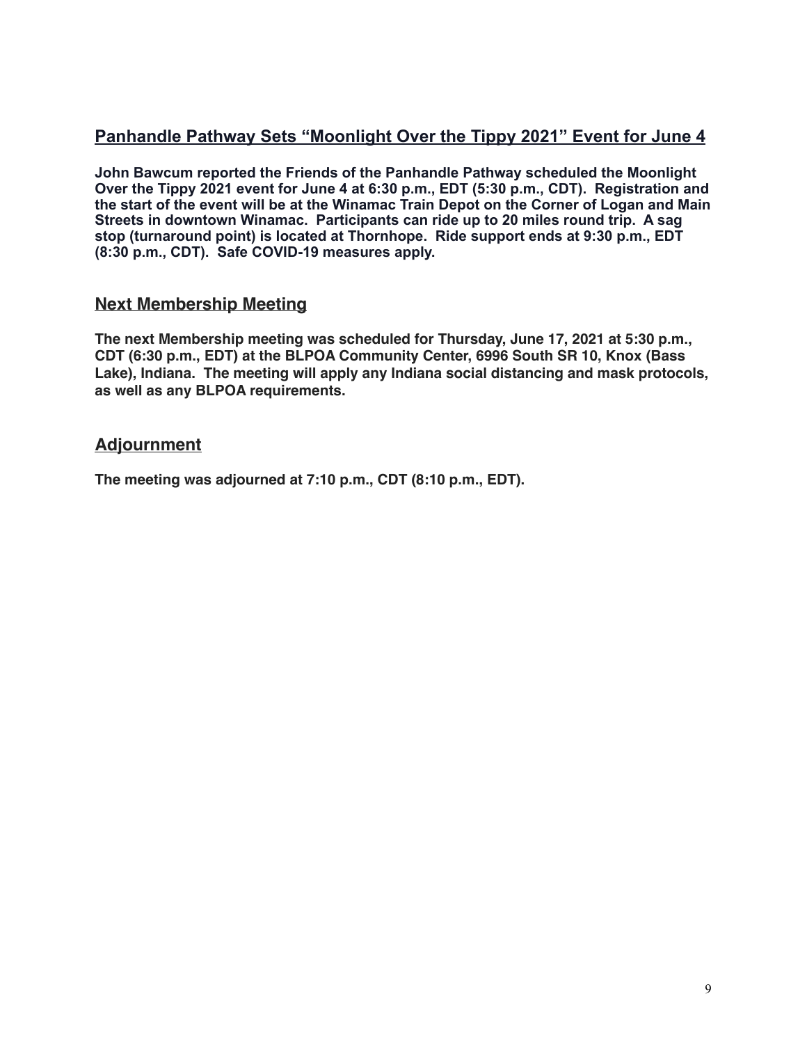## Panhandle Pathway Sets "Moonlight Over the Tippy 2021" Event for June 4

**John Bawcum reported the Friends of the Panhandle Pathway scheduled the Moonlight Over the Tippy 2021 event for June 4 at 6:30 p.m., EDT (5:30 p.m., CDT). Registration and the start of the event will be at the Winamac Train Depot on the Corner of Logan and Main Streets in downtown Winamac. Participants can ride up to 20 miles round trip. A sag stop (turnaround point) is located at Thornhope. Ride support ends at 9:30 p.m., EDT (8:30 p.m., CDT). Safe COVID-19 measures apply.**

## Next Membership Meeting

**The next Membership meeting was scheduled for Thursday, June 17, 2021 at 5:30 p.m., CDT (6:30 p.m., EDT) at the BLPOA Community Center, 6996 South SR 10, Knox (Bass Lake), Indiana. The meeting will apply any Indiana social distancing and mask protocols, as well as any BLPOA requirements.**

## Adjournment

**The meeting was adjourned at 7:10 p.m., CDT (8:10 p.m., EDT).**